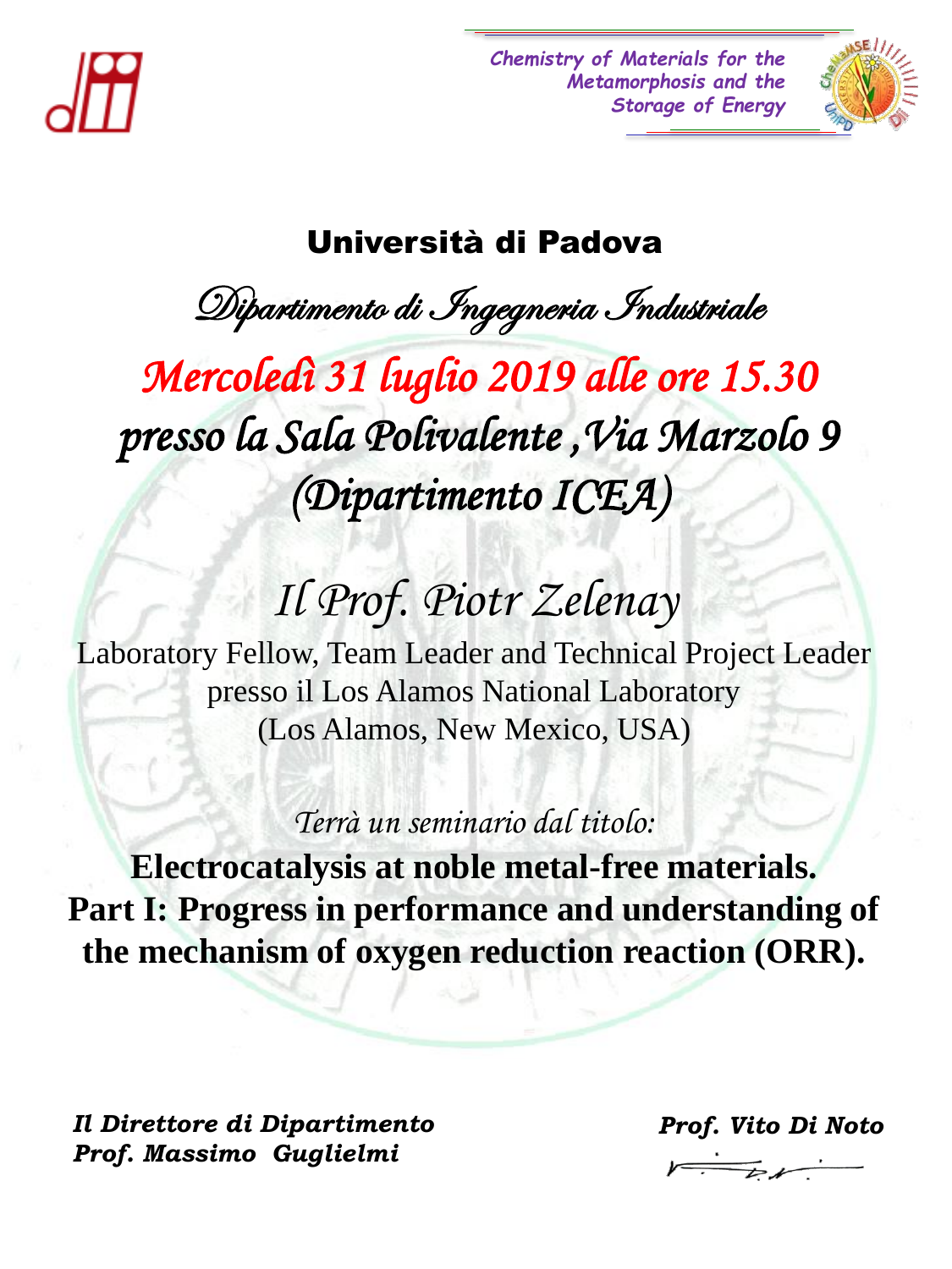*Chemistry of Materials for the Metamorphosis and the Storage of Energy*

# Università di Padova

## *Dipartimento di Ingegneria Industriale*

*Mercoledì 31 luglio 2019 alle ore 15.30*

*presso la Sala Polivalente ,Via Marzolo 9 (Dipartimento ICEA)*

## *Il Prof. Piotr Zelenay*

Laboratory Fellow, Team Leader and Technical Project Leader
presso il Los Alamos National Laboratory
(Los Alamos, New Mexico, USA)

*Terrà un seminario dal titolo:*

**Electrocatalysis at noble metal-free materials.**
**Part I: Progress in performance and understanding of the mechanism of oxygen reduction reaction (ORR).**

***Il Direttore di Dipartimento***
***Prof. Massimo Guglielmi***

***Prof. Vito Di Noto***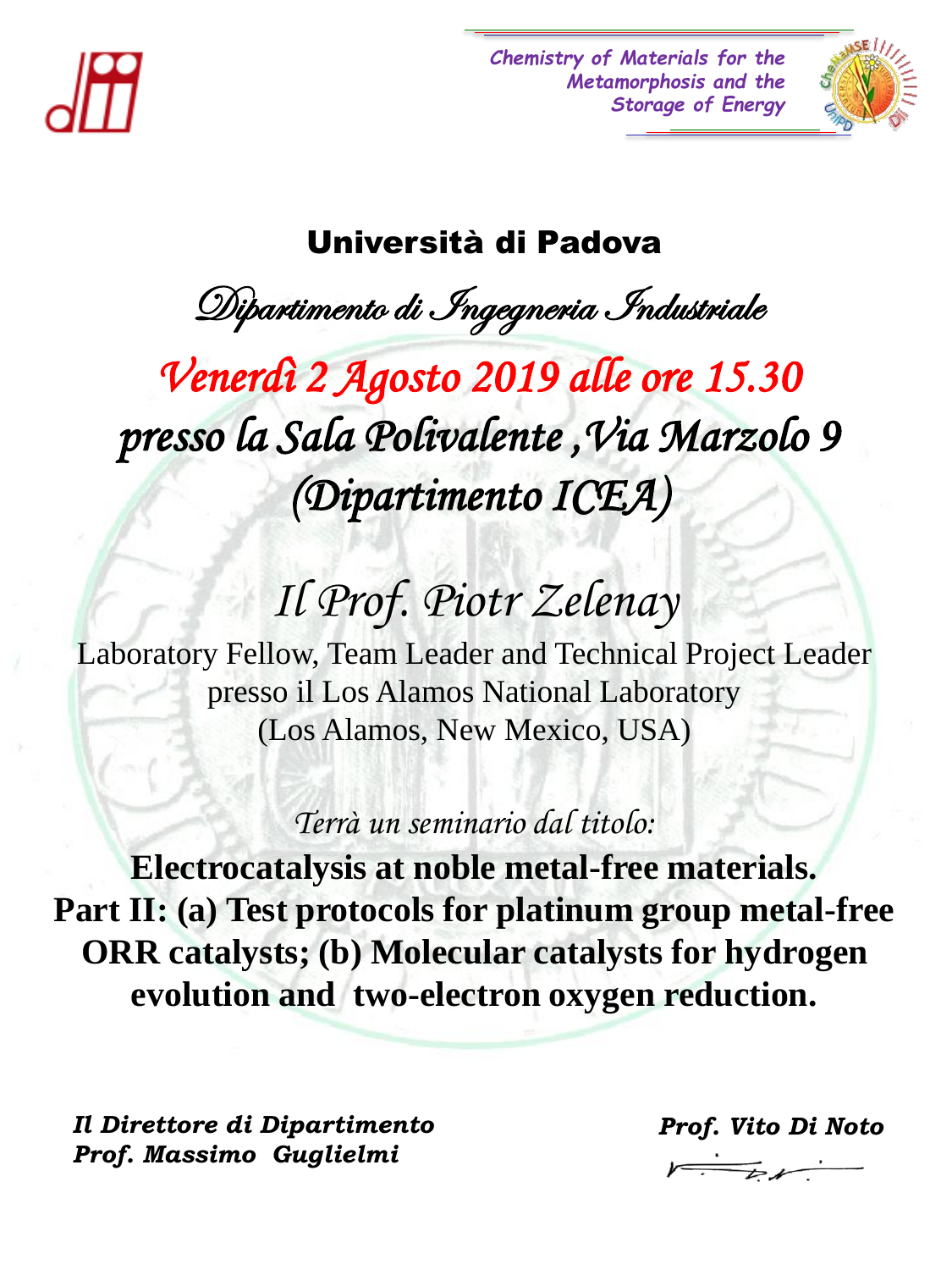*Chemistry of Materials for the Metamorphosis and the Storage of Energy*

# Università di Padova

## *Dipartimento di Ingegneria Industriale*

*Venerdì 2 Agosto 2019 alle ore 15.30*

*presso la Sala Polivalente ,Via Marzolo 9 (Dipartimento ICEA)*

*Il Prof. Piotr Zelenay*

Laboratory Fellow, Team Leader and Technical Project Leader presso il Los Alamos National Laboratory (Los Alamos, New Mexico, USA)

*Terrà un seminario dal titolo:*

**Electrocatalysis at noble metal-free materials. Part II: (a) Test protocols for platinum group metal-free ORR catalysts; (b) Molecular catalysts for hydrogen evolution and two-electron oxygen reduction.**

***Il Direttore di Dipartimento***
***Prof. Massimo Guglielmi***

***Prof. Vito Di Noto***